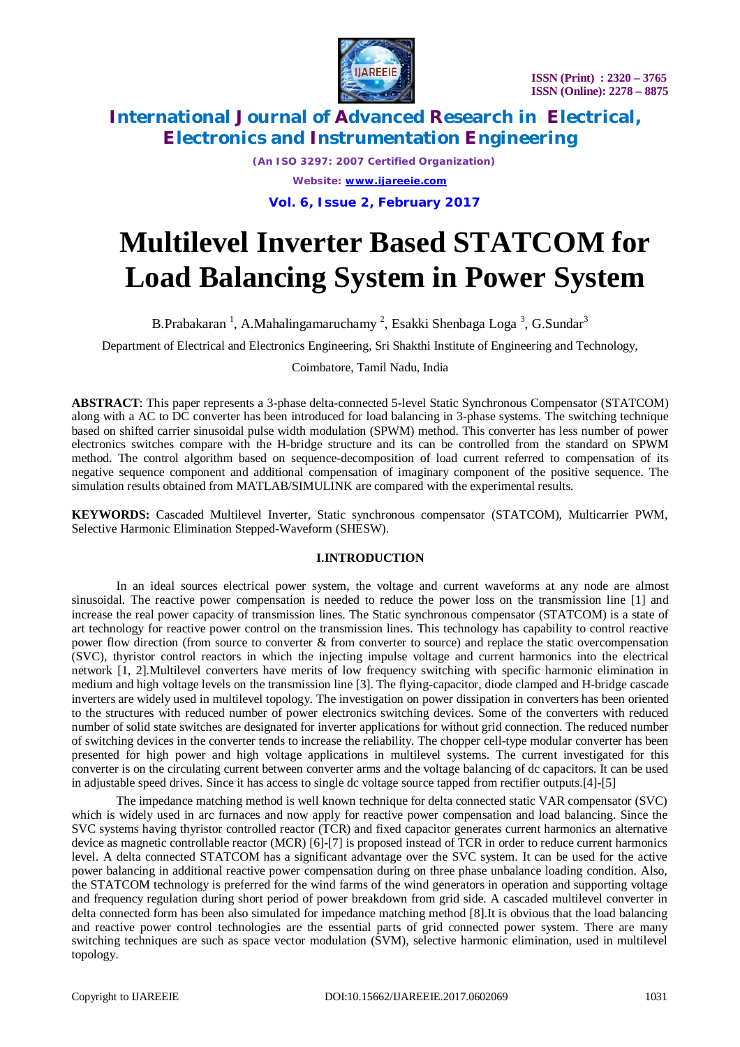# Multilevel Inverter Based STATCOM for Load Balancing System in Power System

B.Prabakaran [1], A.Mahalingamaruchamy [2], Esakki Shenbaga Loga [3], G.Sundar[3]

Department of Electrical and Electronics Engineering, Sri Shakthi Institute of Engineering and Technology,

Coimbatore, Tamil Nadu, India

**ABSTRACT**: This paper represents a 3-phase delta-connected 5-level Static Synchronous Compensator (STATCOM) along with a AC to DC converter has been introduced for load balancing in 3-phase systems. The switching technique based on shifted carrier sinusoidal pulse width modulation (SPWM) method. This converter has less number of power electronics switches compare with the H-bridge structure and its can be controlled from the standard on SPWM method. The control algorithm based on sequence-decomposition of load current referred to compensation of its negative sequence component and additional compensation of imaginary component of the positive sequence. The simulation results obtained from MATLAB/SIMULINK are compared with the experimental results.

**KEYWORDS:** Cascaded Multilevel Inverter, Static synchronous compensator (STATCOM), Multicarrier PWM, Selective Harmonic Elimination Stepped-Waveform (SHESW).

## I.INTRODUCTION

In an ideal sources electrical power system, the voltage and current waveforms at any node are almost sinusoidal. The reactive power compensation is needed to reduce the power loss on the transmission line [1] and increase the real power capacity of transmission lines. The Static synchronous compensator (STATCOM) is a state of art technology for reactive power control on the transmission lines. This technology has capability to control reactive power flow direction (from source to converter & from converter to source) and replace the static overcompensation (SVC), thyristor control reactors in which the injecting impulse voltage and current harmonics into the electrical network [1, 2].Multilevel converters have merits of low frequency switching with specific harmonic elimination in medium and high voltage levels on the transmission line [3]. The flying-capacitor, diode clamped and H-bridge cascade inverters are widely used in multilevel topology. The investigation on power dissipation in converters has been oriented to the structures with reduced number of power electronics switching devices. Some of the converters with reduced number of solid state switches are designated for inverter applications for without grid connection. The reduced number of switching devices in the converter tends to increase the reliability. The chopper cell-type modular converter has been presented for high power and high voltage applications in multilevel systems. The current investigated for this converter is on the circulating current between converter arms and the voltage balancing of dc capacitors. It can be used in adjustable speed drives. Since it has access to single dc voltage source tapped from rectifier outputs.[4]-[5]

The impedance matching method is well known technique for delta connected static VAR compensator (SVC) which is widely used in arc furnaces and now apply for reactive power compensation and load balancing. Since the SVC systems having thyristor controlled reactor (TCR) and fixed capacitor generates current harmonics an alternative device as magnetic controllable reactor (MCR) [6]-[7] is proposed instead of TCR in order to reduce current harmonics level. A delta connected STATCOM has a significant advantage over the SVC system. It can be used for the active power balancing in additional reactive power compensation during on three phase unbalance loading condition. Also, the STATCOM technology is preferred for the wind farms of the wind generators in operation and supporting voltage and frequency regulation during short period of power breakdown from grid side. A cascaded multilevel converter in delta connected form has been also simulated for impedance matching method [8].It is obvious that the load balancing and reactive power control technologies are the essential parts of grid connected power system. There are many switching techniques are such as space vector modulation (SVM), selective harmonic elimination, used in multilevel topology.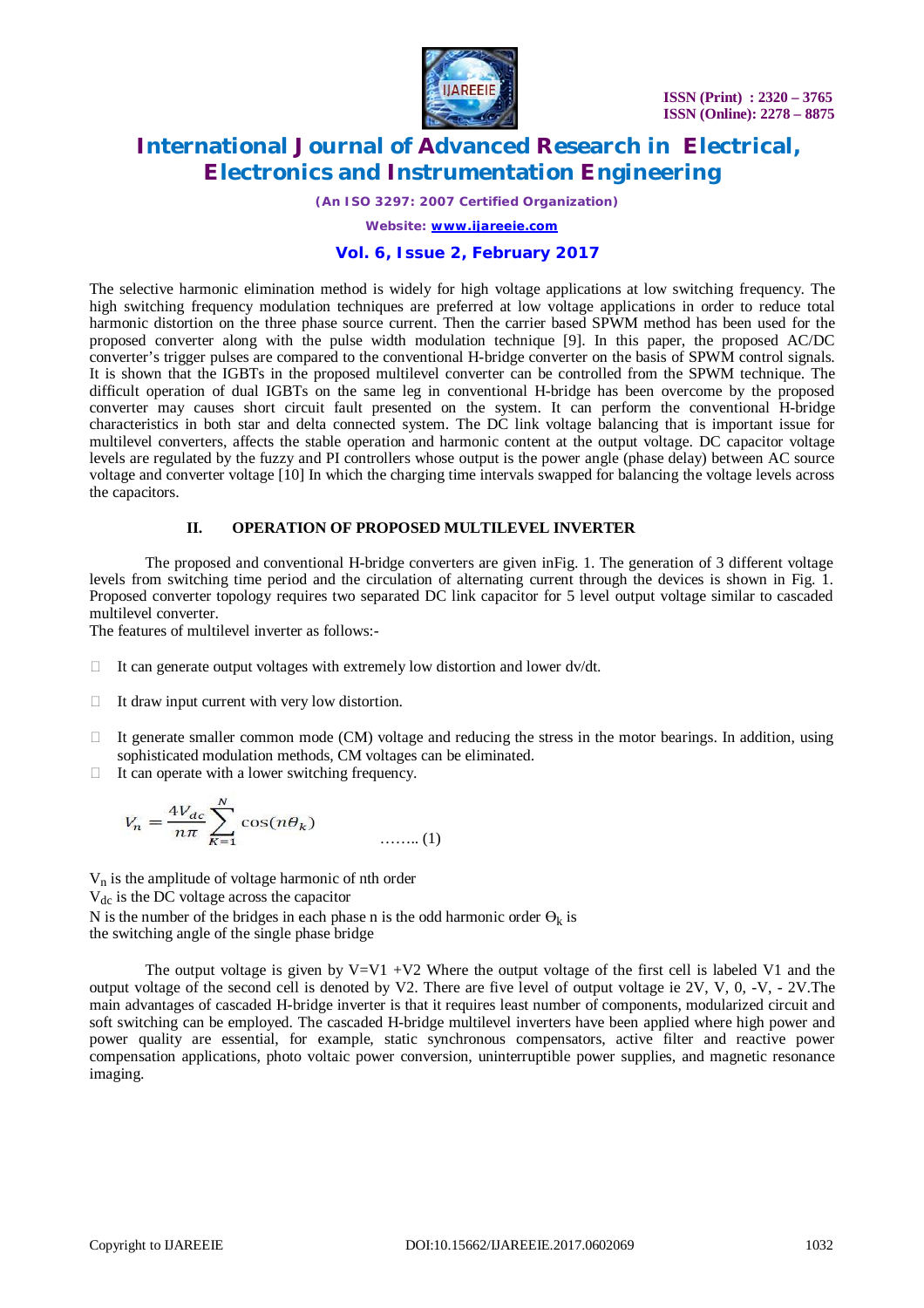The selective harmonic elimination method is widely for high voltage applications at low switching frequency. The high switching frequency modulation techniques are preferred at low voltage applications in order to reduce total harmonic distortion on the three phase source current. Then the carrier based SPWM method has been used for the proposed converter along with the pulse width modulation technique [9]. In this paper, the proposed AC/DC converter's trigger pulses are compared to the conventional H-bridge converter on the basis of SPWM control signals. It is shown that the IGBTs in the proposed multilevel converter can be controlled from the SPWM technique. The difficult operation of dual IGBTs on the same leg in conventional H-bridge has been overcome by the proposed converter may causes short circuit fault presented on the system. It can perform the conventional H-bridge characteristics in both star and delta connected system. The DC link voltage balancing that is important issue for multilevel converters, affects the stable operation and harmonic content at the output voltage. DC capacitor voltage levels are regulated by the fuzzy and PI controllers whose output is the power angle (phase delay) between AC source voltage and converter voltage [10] In which the charging time intervals swapped for balancing the voltage levels across the capacitors.

## II. OPERATION OF PROPOSED MULTILEVEL INVERTER

The proposed and conventional H-bridge converters are given inFig. 1. The generation of 3 different voltage levels from switching time period and the circulation of alternating current through the devices is shown in Fig. 1. Proposed converter topology requires two separated DC link capacitor for 5 level output voltage similar to cascaded multilevel converter.

The features of multilevel inverter as follows:-

- It can generate output voltages with extremely low distortion and lower dv/dt.
- It draw input current with very low distortion.
- It generate smaller common mode (CM) voltage and reducing the stress in the motor bearings. In addition, using sophisticated modulation methods, CM voltages can be eliminated.
- It can operate with a lower switching frequency.

$$V_n = \frac{4V_{dc}}{n\pi} \sum_{K=1}^{N} \cos(n\theta_k) \qquad \text{........ (1)}$$

$V_n$ is the amplitude of voltage harmonic of nth order

$V_{dc}$ is the DC voltage across the capacitor

N is the number of the bridges in each phase n is the odd harmonic order $\Theta_k$ is the switching angle of the single phase bridge

The output voltage is given by V=V1 +V2 Where the output voltage of the first cell is labeled V1 and the output voltage of the second cell is denoted by V2. There are five level of output voltage ie 2V, V, 0, -V, - 2V.The main advantages of cascaded H-bridge inverter is that it requires least number of components, modularized circuit and soft switching can be employed. The cascaded H-bridge multilevel inverters have been applied where high power and power quality are essential, for example, static synchronous compensators, active filter and reactive power compensation applications, photo voltaic power conversion, uninterruptible power supplies, and magnetic resonance imaging.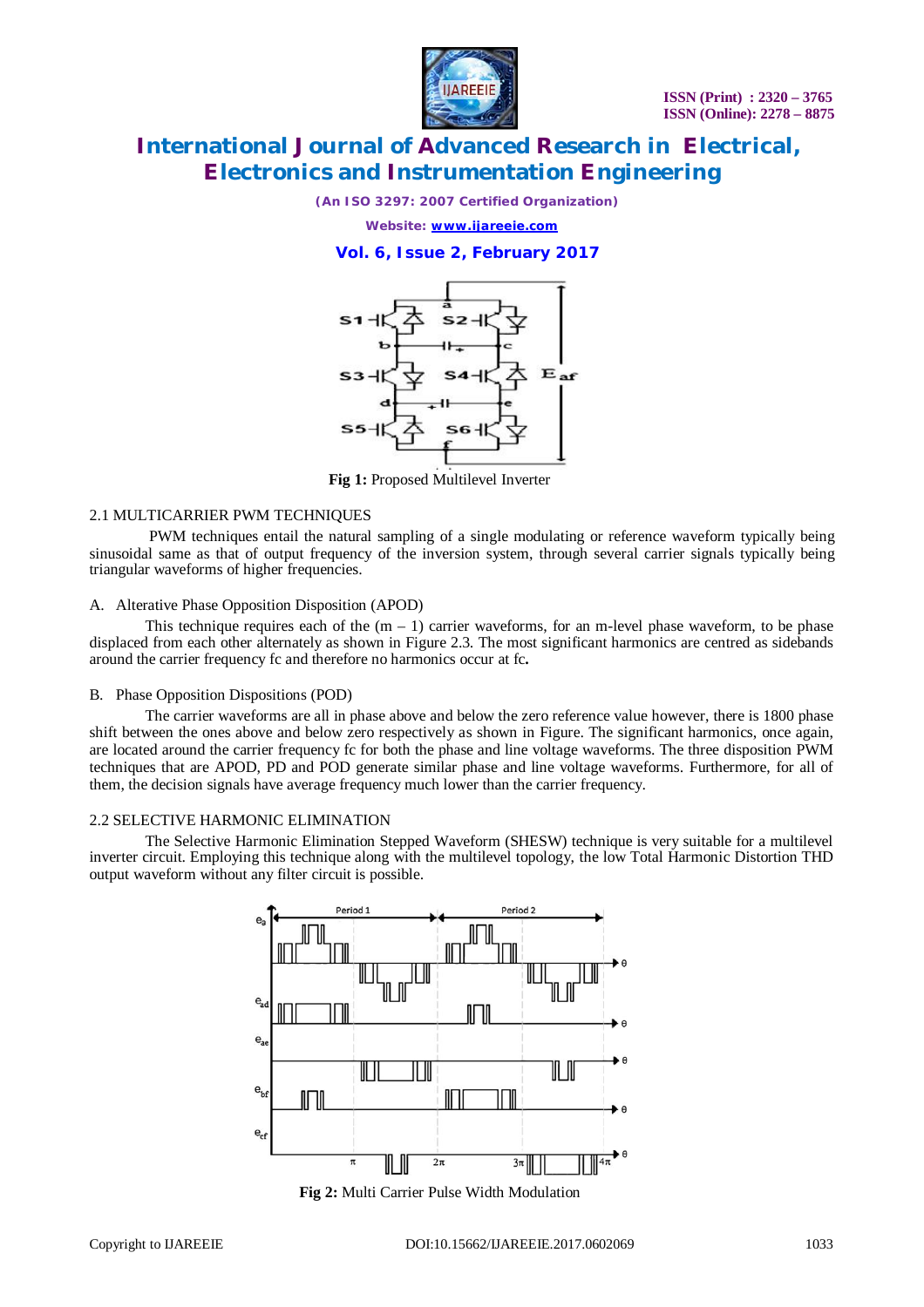Fig 1: Proposed Multilevel Inverter

### 2.1 MULTICARRIER PWM TECHNIQUES

PWM techniques entail the natural sampling of a single modulating or reference waveform typically being sinusoidal same as that of output frequency of the inversion system, through several carrier signals typically being triangular waveforms of higher frequencies.

#### A. Alterative Phase Opposition Disposition (APOD)

This technique requires each of the $(m - 1)$ carrier waveforms, for an m-level phase waveform, to be phase displaced from each other alternately as shown in Figure 2.3. The most significant harmonics are centred as sidebands around the carrier frequency fc and therefore no harmonics occur at fc.

#### B. Phase Opposition Dispositions (POD)

The carrier waveforms are all in phase above and below the zero reference value however, there is 1800 phase shift between the ones above and below zero respectively as shown in Figure. The significant harmonics, once again, are located around the carrier frequency fc for both the phase and line voltage waveforms. The three disposition PWM techniques that are APOD, PD and POD generate similar phase and line voltage waveforms. Furthermore, for all of them, the decision signals have average frequency much lower than the carrier frequency.

### 2.2 SELECTIVE HARMONIC ELIMINATION

The Selective Harmonic Elimination Stepped Waveform (SHESW) technique is very suitable for a multilevel inverter circuit. Employing this technique along with the multilevel topology, the low Total Harmonic Distortion THD output waveform without any filter circuit is possible.

Fig 2: Multi Carrier Pulse Width Modulation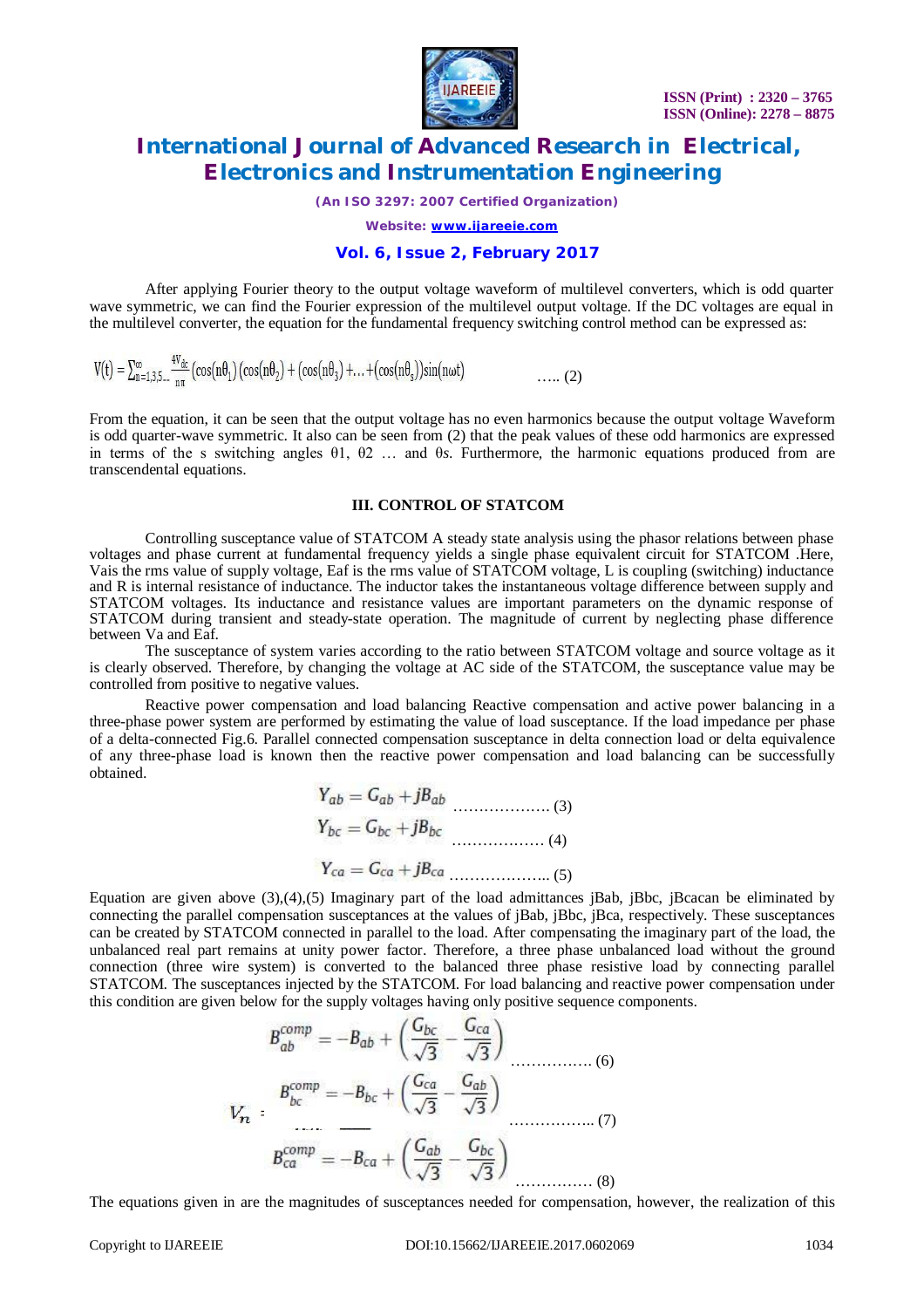After applying Fourier theory to the output voltage waveform of multilevel converters, which is odd quarter wave symmetric, we can find the Fourier expression of the multilevel output voltage. If the DC voltages are equal in the multilevel converter, the equation for the fundamental frequency switching control method can be expressed as:

$$V(t) = \sum_{n=1,3,5...}^{\infty} \frac{4V_{dc}}{n\pi} (\cos(n\theta_1)(\cos(n\theta_2) + (\cos(n\theta_3) + ... + (\cos(n\theta_s))\sin(n\omega t) \quad ..... (2)$$

From the equation, it can be seen that the output voltage has no even harmonics because the output voltage Waveform is odd quarter-wave symmetric. It also can be seen from (2) that the peak values of these odd harmonics are expressed in terms of the s switching angles $\theta 1$, $\theta 2$ … and $\theta s$. Furthermore, the harmonic equations produced from are transcendental equations.

### III. CONTROL OF STATCOM

Controlling susceptance value of STATCOM A steady state analysis using the phasor relations between phase voltages and phase current at fundamental frequency yields a single phase equivalent circuit for STATCOM .Here, Vais the rms value of supply voltage, Eaf is the rms value of STATCOM voltage, L is coupling (switching) inductance and R is internal resistance of inductance. The inductor takes the instantaneous voltage difference between supply and STATCOM voltages. Its inductance and resistance values are important parameters on the dynamic response of STATCOM during transient and steady-state operation. The magnitude of current by neglecting phase difference between Va and Eaf.

The susceptance of system varies according to the ratio between STATCOM voltage and source voltage as it is clearly observed. Therefore, by changing the voltage at AC side of the STATCOM, the susceptance value may be controlled from positive to negative values.

Reactive power compensation and load balancing Reactive compensation and active power balancing in a three-phase power system are performed by estimating the value of load susceptance. If the load impedance per phase of a delta-connected Fig.6. Parallel connected compensation susceptance in delta connection load or delta equivalence of any three-phase load is known then the reactive power compensation and load balancing can be successfully obtained.

$$Y_{ab} = G_{ab} + jB_{ab} \quad ................... (3)$$

$$Y_{bc} = G_{bc} + jB_{bc} \quad .................. (4)$$

$$Y_{ca} = G_{ca} + jB_{ca} \quad ..................... (5)$$

Equation are given above (3),(4),(5) Imaginary part of the load admittances jBab, jBbc, jBcacan be eliminated by connecting the parallel compensation susceptances at the values of jBab, jBbc, jBca, respectively. These susceptances can be created by STATCOM connected in parallel to the load. After compensating the imaginary part of the load, the unbalanced real part remains at unity power factor. Therefore, a three phase unbalanced load without the ground connection (three wire system) is converted to the balanced three phase resistive load by connecting parallel STATCOM. The susceptances injected by the STATCOM. For load balancing and reactive power compensation under this condition are given below for the supply voltages having only positive sequence components.

$$B_{ab}^{comp} = -B_{ab} + \left(\frac{G_{bc}}{\sqrt{3}} - \frac{G_{ca}}{\sqrt{3}}\right) \quad ................ (6)$$

$$B_{bc}^{comp} = -B_{bc} + \left(\frac{G_{ca}}{\sqrt{3}} - \frac{G_{ab}}{\sqrt{3}}\right) \quad ................ (7)$$

$$B_{ca}^{comp} = -B_{ca} + \left(\frac{G_{ab}}{\sqrt{3}} - \frac{G_{bc}}{\sqrt{3}}\right) \quad ............... (8)$$

The equations given in are the magnitudes of susceptances needed for compensation, however, the realization of this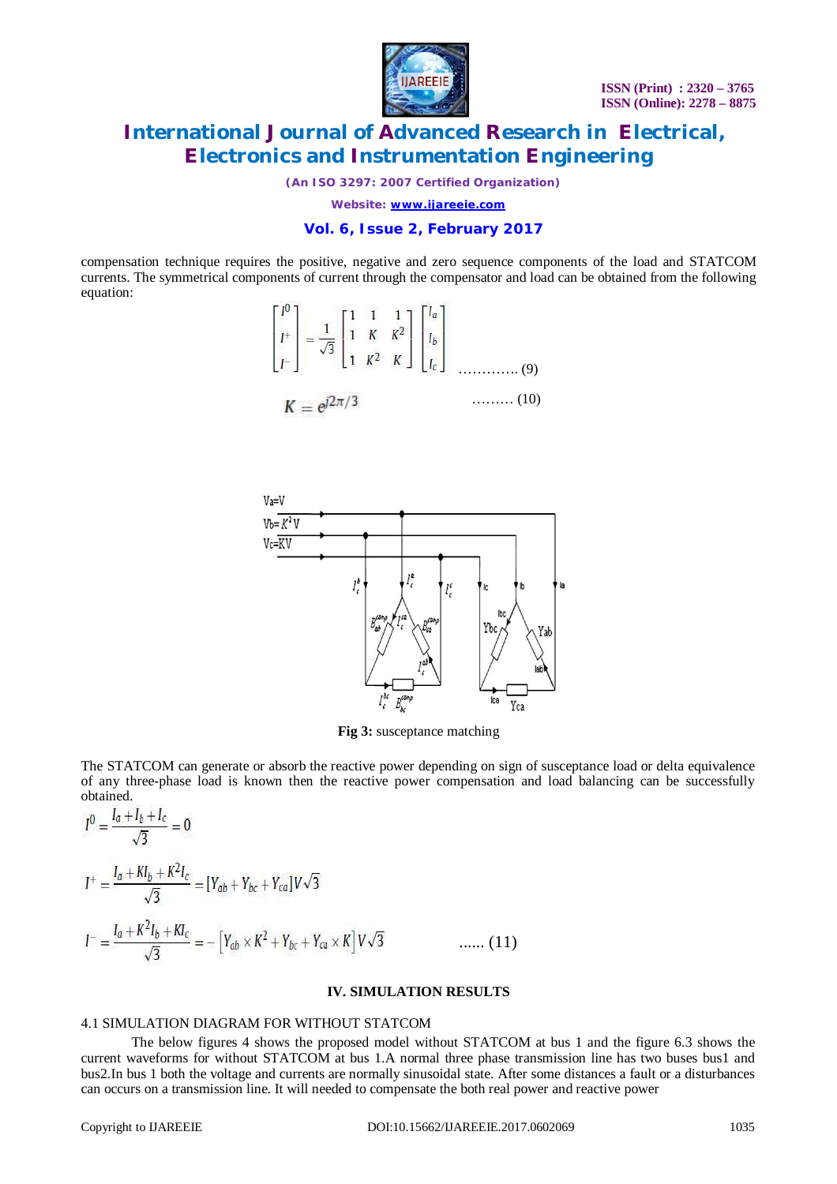compensation technique requires the positive, negative and zero sequence components of the load and STATCOM currents. The symmetrical components of current through the compensator and load can be obtained from the following equation:

$$\begin{bmatrix} I^0 \\ I^+ \\ I^- \end{bmatrix} = \frac{1}{\sqrt{3}} \begin{bmatrix} 1 & 1 & 1 \\ 1 & K & K^2 \\ 1 & K^2 & K \end{bmatrix} \begin{bmatrix} I_a \\ I_b \\ I_c \end{bmatrix} \quad \text{............ (9)}$$

$$K = e^{j2\pi/3} \quad \text{......... (10)}$$

**Fig 3:** susceptance matching

The STATCOM can generate or absorb the reactive power depending on sign of susceptance load or delta equivalence of any three-phase load is known then the reactive power compensation and load balancing can be successfully obtained.

$$I^0 = \frac{I_a + I_b + I_c}{\sqrt{3}} = 0$$

$$I^+ = \frac{I_a + K I_b + K^2 I_c}{\sqrt{3}} = [Y_{ab} + Y_{bc} + Y_{ca}] V\sqrt{3}$$

$$I^- = \frac{I_a + K^2 I_b + K I_c}{\sqrt{3}} = -\left[Y_{ab} \times K^2 + Y_{bc} + Y_{ca} \times K\right] V\sqrt{3} \quad \text{...... (11)}$$

## IV. SIMULATION RESULTS

### 4.1 SIMULATION DIAGRAM FOR WITHOUT STATCOM

The below figures 4 shows the proposed model without STATCOM at bus 1 and the figure 6.3 shows the current waveforms for without STATCOM at bus 1.A normal three phase transmission line has two buses bus1 and bus2.In bus 1 both the voltage and currents are normally sinusoidal state. After some distances a fault or a disturbances can occurs on a transmission line. It will needed to compensate the both real power and reactive power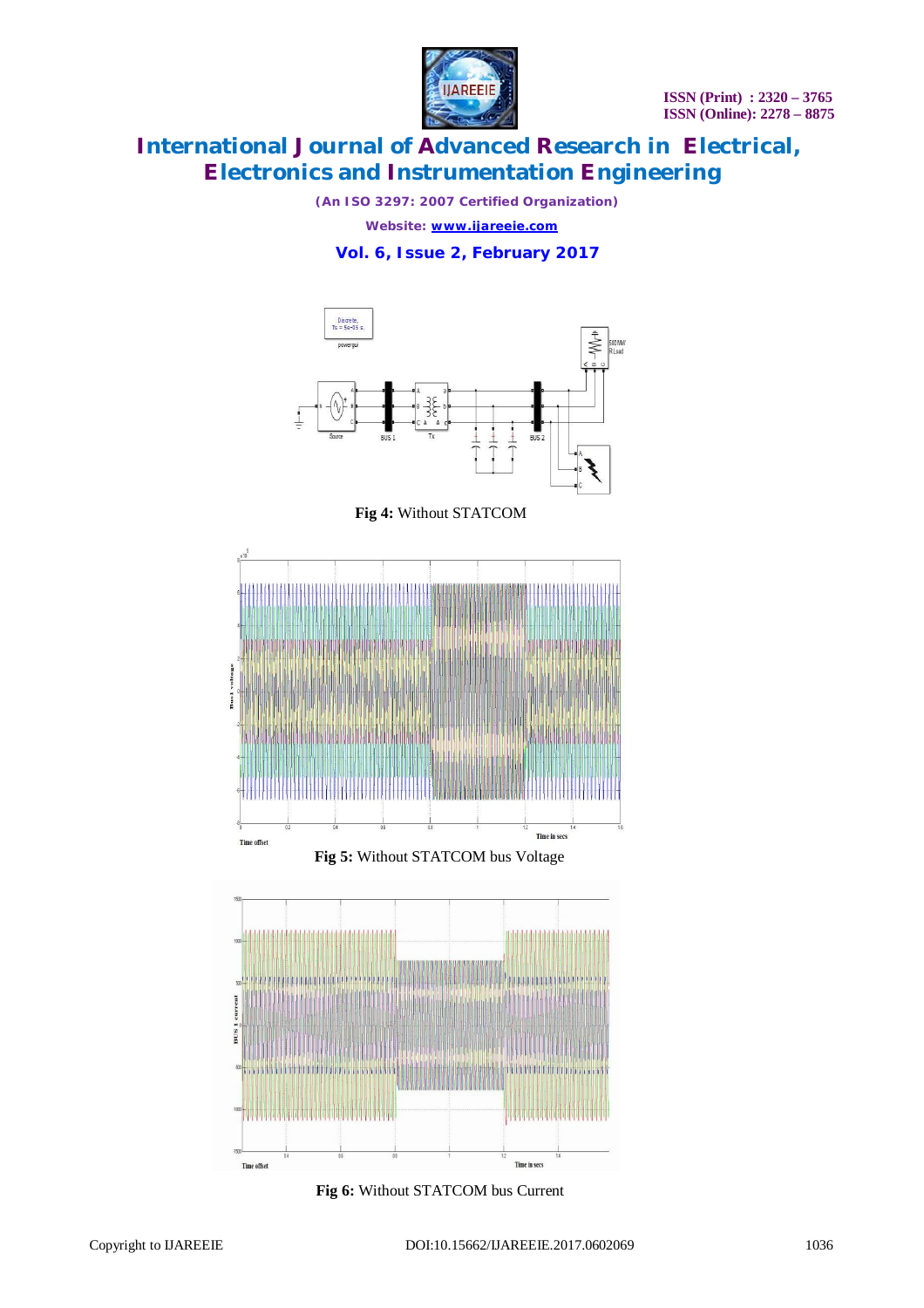Fig 4: Without STATCOM

Fig 5: Without STATCOM bus Voltage

Fig 6: Without STATCOM bus Current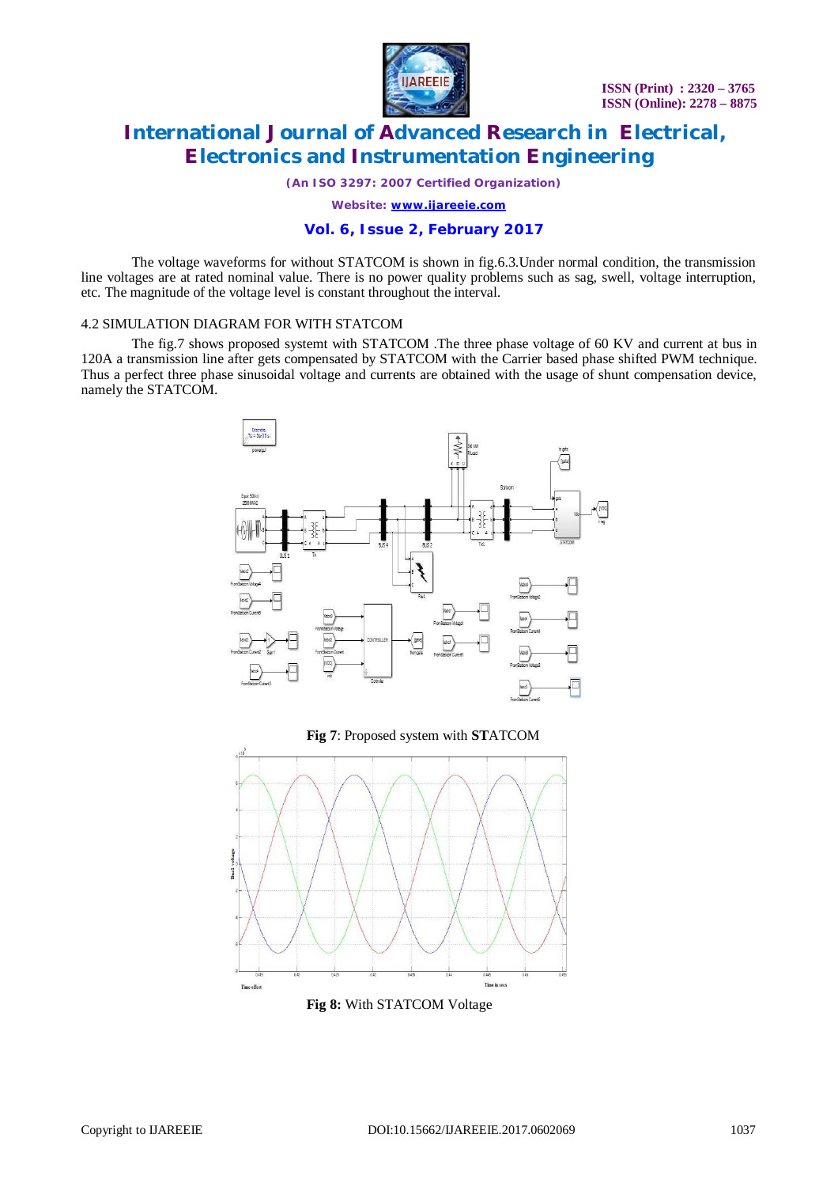The voltage waveforms for without STATCOM is shown in fig.6.3.Under normal condition, the transmission line voltages are at rated nominal value. There is no power quality problems such as sag, swell, voltage interruption, etc. The magnitude of the voltage level is constant throughout the interval.

4.2 SIMULATION DIAGRAM FOR WITH STATCOM

The fig.7 shows proposed systemt with STATCOM .The three phase voltage of 60 KV and current at bus in 120A a transmission line after gets compensated by STATCOM with the Carrier based phase shifted PWM technique. Thus a perfect three phase sinusoidal voltage and currents are obtained with the usage of shunt compensation device, namely the STATCOM.

**Fig 7**: Proposed system with **ST**ATCOM

**Fig 8:** With STATCOM Voltage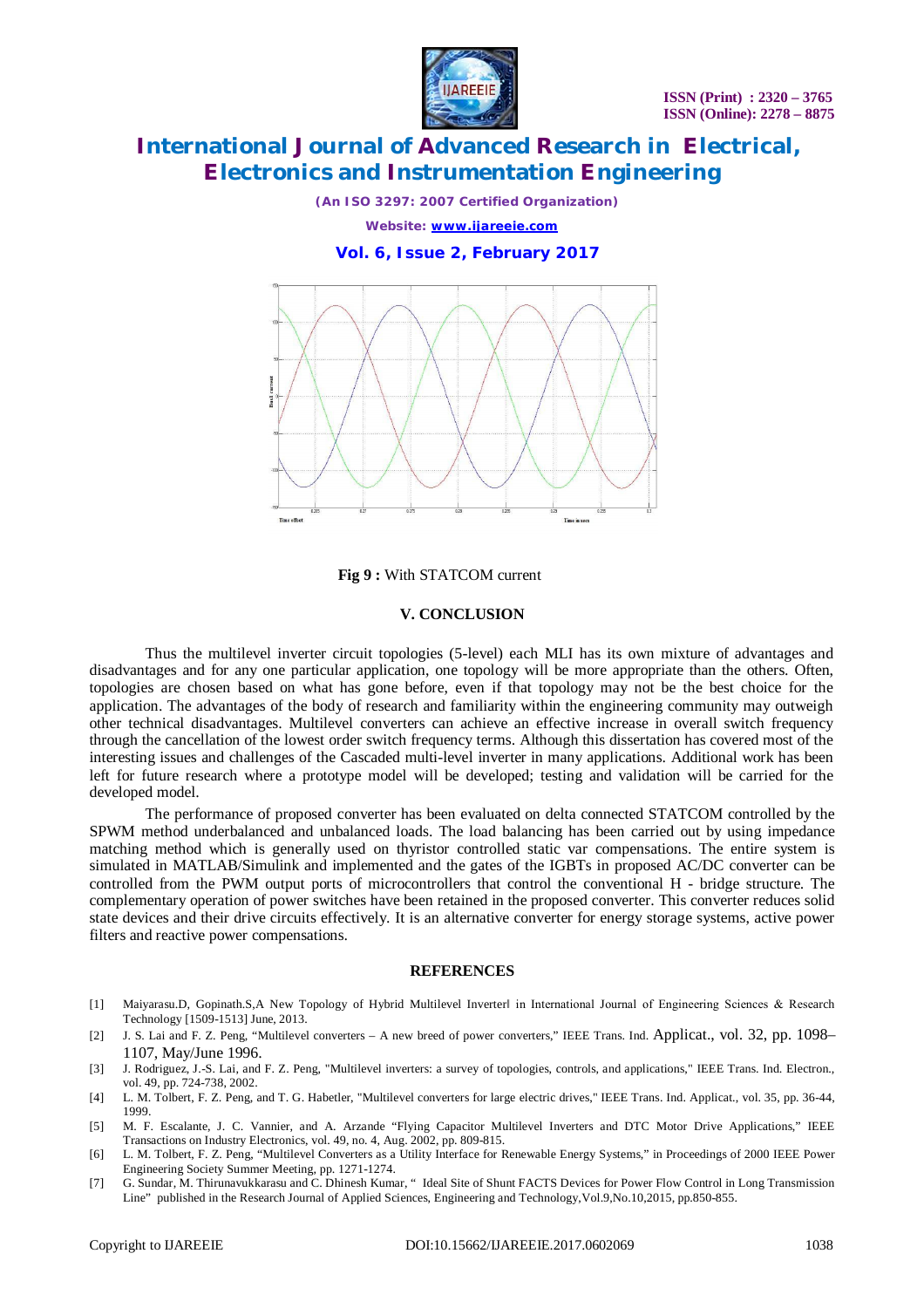**Fig 9 :** With STATCOM current

## V. CONCLUSION

Thus the multilevel inverter circuit topologies (5-level) each MLI has its own mixture of advantages and disadvantages and for any one particular application, one topology will be more appropriate than the others. Often, topologies are chosen based on what has gone before, even if that topology may not be the best choice for the application. The advantages of the body of research and familiarity within the engineering community may outweigh other technical disadvantages. Multilevel converters can achieve an effective increase in overall switch frequency through the cancellation of the lowest order switch frequency terms. Although this dissertation has covered most of the interesting issues and challenges of the Cascaded multi-level inverter in many applications. Additional work has been left for future research where a prototype model will be developed; testing and validation will be carried for the developed model.

The performance of proposed converter has been evaluated on delta connected STATCOM controlled by the SPWM method underbalanced and unbalanced loads. The load balancing has been carried out by using impedance matching method which is generally used on thyristor controlled static var compensations. The entire system is simulated in MATLAB/Simulink and implemented and the gates of the IGBTs in proposed AC/DC converter can be controlled from the PWM output ports of microcontrollers that control the conventional H - bridge structure. The complementary operation of power switches have been retained in the proposed converter. This converter reduces solid state devices and their drive circuits effectively. It is an alternative converter for energy storage systems, active power filters and reactive power compensations.

## REFERENCES

[1] Maiyarasu.D, Gopinath.S,A New Topology of Hybrid Multilevel Inverter‖ in International Journal of Engineering Sciences & Research Technology [1509-1513] June, 2013.

[2] J. S. Lai and F. Z. Peng, "Multilevel converters – A new breed of power converters," IEEE Trans. Ind. Applicat., vol. 32, pp. 1098–1107, May/June 1996.

[3] J. Rodriguez, J.-S. Lai, and F. Z. Peng, "Multilevel inverters: a survey of topologies, controls, and applications," IEEE Trans. Ind. Electron., vol. 49, pp. 724-738, 2002.

[4] L. M. Tolbert, F. Z. Peng, and T. G. Habetler, "Multilevel converters for large electric drives," IEEE Trans. Ind. Applicat., vol. 35, pp. 36-44, 1999.

[5] M. F. Escalante, J. C. Vannier, and A. Arzande "Flying Capacitor Multilevel Inverters and DTC Motor Drive Applications," IEEE Transactions on Industry Electronics, vol. 49, no. 4, Aug. 2002, pp. 809-815.

[6] L. M. Tolbert, F. Z. Peng, "Multilevel Converters as a Utility Interface for Renewable Energy Systems," in Proceedings of 2000 IEEE Power Engineering Society Summer Meeting, pp. 1271-1274.

[7] G. Sundar, M. Thirunavukkarasu and C. Dhinesh Kumar, " Ideal Site of Shunt FACTS Devices for Power Flow Control in Long Transmission Line" published in the Research Journal of Applied Sciences, Engineering and Technology,Vol.9,No.10,2015, pp.850-855.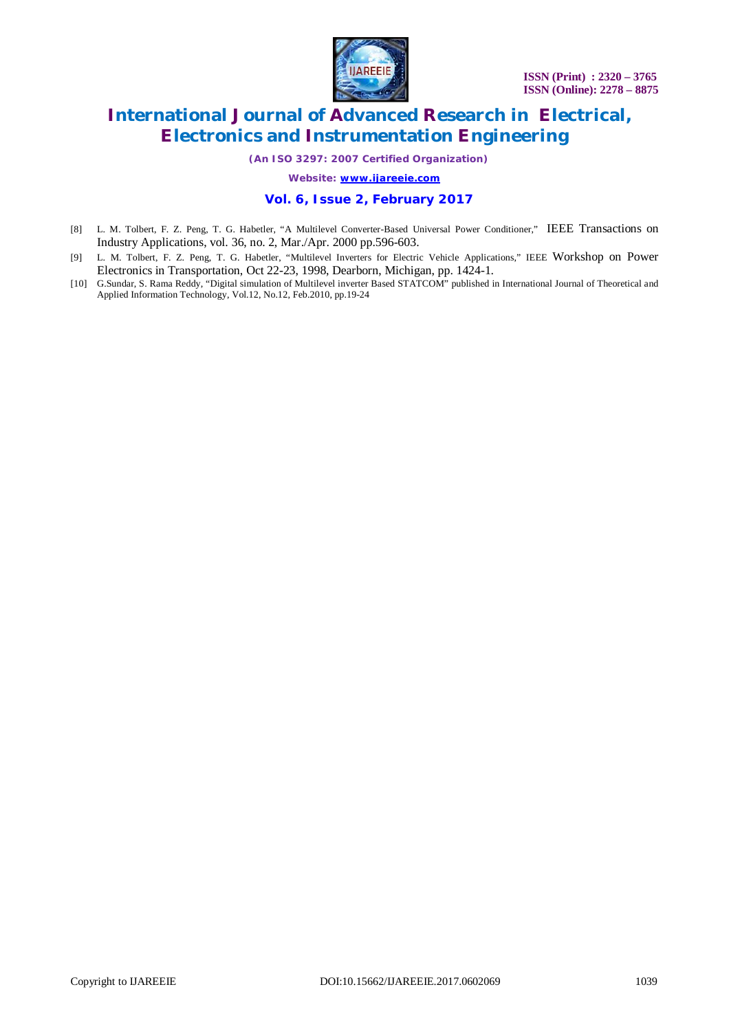[8] L. M. Tolbert, F. Z. Peng, T. G. Habetler, "A Multilevel Converter-Based Universal Power Conditioner," IEEE Transactions on Industry Applications, vol. 36, no. 2, Mar./Apr. 2000 pp.596-603.

[9] L. M. Tolbert, F. Z. Peng, T. G. Habetler, "Multilevel Inverters for Electric Vehicle Applications," IEEE Workshop on Power Electronics in Transportation, Oct 22-23, 1998, Dearborn, Michigan, pp. 1424-1.

[10] G.Sundar, S. Rama Reddy, "Digital simulation of Multilevel inverter Based STATCOM" published in International Journal of Theoretical and Applied Information Technology, Vol.12, No.12, Feb.2010, pp.19-24